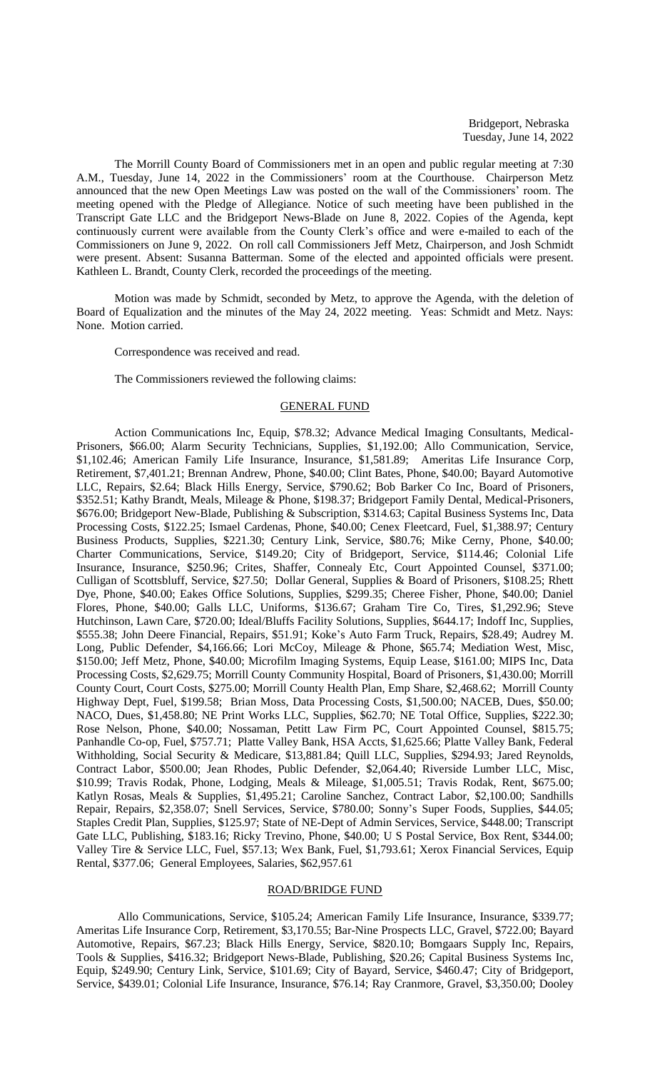Bridgeport, Nebraska
Tuesday, June 14, 2022

The Morrill County Board of Commissioners met in an open and public regular meeting at 7:30 A.M., Tuesday, June 14, 2022 in the Commissioners' room at the Courthouse. Chairperson Metz announced that the new Open Meetings Law was posted on the wall of the Commissioners' room. The meeting opened with the Pledge of Allegiance. Notice of such meeting have been published in the Transcript Gate LLC and the Bridgeport News-Blade on June 8, 2022. Copies of the Agenda, kept continuously current were available from the County Clerk's office and were e-mailed to each of the Commissioners on June 9, 2022. On roll call Commissioners Jeff Metz, Chairperson, and Josh Schmidt were present. Absent: Susanna Batterman. Some of the elected and appointed officials were present. Kathleen L. Brandt, County Clerk, recorded the proceedings of the meeting.

Motion was made by Schmidt, seconded by Metz, to approve the Agenda, with the deletion of Board of Equalization and the minutes of the May 24, 2022 meeting. Yeas: Schmidt and Metz. Nays: None. Motion carried.

Correspondence was received and read.

The Commissioners reviewed the following claims:

## GENERAL FUND

Action Communications Inc, Equip, $78.32; Advance Medical Imaging Consultants, Medical-Prisoners, $66.00; Alarm Security Technicians, Supplies, $1,192.00; Allo Communication, Service, $1,102.46; American Family Life Insurance, Insurance, $1,581.89; Ameritas Life Insurance Corp, Retirement, $7,401.21; Brennan Andrew, Phone, $40.00; Clint Bates, Phone, $40.00; Bayard Automotive LLC, Repairs, $2.64; Black Hills Energy, Service, $790.62; Bob Barker Co Inc, Board of Prisoners, $352.51; Kathy Brandt, Meals, Mileage & Phone, $198.37; Bridgeport Family Dental, Medical-Prisoners, $676.00; Bridgeport New-Blade, Publishing & Subscription, $314.63; Capital Business Systems Inc, Data Processing Costs, $122.25; Ismael Cardenas, Phone, $40.00; Cenex Fleetcard, Fuel, $1,388.97; Century Business Products, Supplies, $221.30; Century Link, Service, $80.76; Mike Cerny, Phone, $40.00; Charter Communications, Service, $149.20; City of Bridgeport, Service, $114.46; Colonial Life Insurance, Insurance, $250.96; Crites, Shaffer, Connealy Etc, Court Appointed Counsel, $371.00; Culligan of Scottsbluff, Service, $27.50; Dollar General, Supplies & Board of Prisoners, $108.25; Rhett Dye, Phone, $40.00; Eakes Office Solutions, Supplies, $299.35; Cheree Fisher, Phone, $40.00; Daniel Flores, Phone, $40.00; Galls LLC, Uniforms, $136.67; Graham Tire Co, Tires, $1,292.96; Steve Hutchinson, Lawn Care, $720.00; Ideal/Bluffs Facility Solutions, Supplies, $644.17; Indoff Inc, Supplies, $555.38; John Deere Financial, Repairs, $51.91; Koke's Auto Farm Truck, Repairs, $28.49; Audrey M. Long, Public Defender, $4,166.66; Lori McCoy, Mileage & Phone, $65.74; Mediation West, Misc, $150.00; Jeff Metz, Phone, $40.00; Microfilm Imaging Systems, Equip Lease, $161.00; MIPS Inc, Data Processing Costs, $2,629.75; Morrill County Community Hospital, Board of Prisoners, $1,430.00; Morrill County Court, Court Costs, $275.00; Morrill County Health Plan, Emp Share, $2,468.62; Morrill County Highway Dept, Fuel, $199.58; Brian Moss, Data Processing Costs, $1,500.00; NACEB, Dues, $50.00; NACO, Dues, $1,458.80; NE Print Works LLC, Supplies, $62.70; NE Total Office, Supplies, $222.30; Rose Nelson, Phone, $40.00; Nossaman, Petitt Law Firm PC, Court Appointed Counsel, $815.75; Panhandle Co-op, Fuel, $757.71; Platte Valley Bank, HSA Accts, $1,625.66; Platte Valley Bank, Federal Withholding, Social Security & Medicare, $13,881.84; Quill LLC, Supplies, $294.93; Jared Reynolds, Contract Labor, $500.00; Jean Rhodes, Public Defender, $2,064.40; Riverside Lumber LLC, Misc, $10.99; Travis Rodak, Phone, Lodging, Meals & Mileage, $1,005.51; Travis Rodak, Rent, $675.00; Katlyn Rosas, Meals & Supplies, $1,495.21; Caroline Sanchez, Contract Labor, $2,100.00; Sandhills Repair, Repairs, $2,358.07; Snell Services, Service, $780.00; Sonny's Super Foods, Supplies, $44.05; Staples Credit Plan, Supplies, $125.97; State of NE-Dept of Admin Services, Service, $448.00; Transcript Gate LLC, Publishing, $183.16; Ricky Trevino, Phone, $40.00; U S Postal Service, Box Rent, $344.00; Valley Tire & Service LLC, Fuel, $57.13; Wex Bank, Fuel, $1,793.61; Xerox Financial Services, Equip Rental, $377.06; General Employees, Salaries, $62,957.61

## ROAD/BRIDGE FUND

Allo Communications, Service, $105.24; American Family Life Insurance, Insurance, $339.77; Ameritas Life Insurance Corp, Retirement, $3,170.55; Bar-Nine Prospects LLC, Gravel, $722.00; Bayard Automotive, Repairs, $67.23; Black Hills Energy, Service, $820.10; Bomgaars Supply Inc, Repairs, Tools & Supplies, $416.32; Bridgeport News-Blade, Publishing, $20.26; Capital Business Systems Inc, Equip, $249.90; Century Link, Service, $101.69; City of Bayard, Service, $460.47; City of Bridgeport, Service, $439.01; Colonial Life Insurance, Insurance, $76.14; Ray Cranmore, Gravel, $3,350.00; Dooley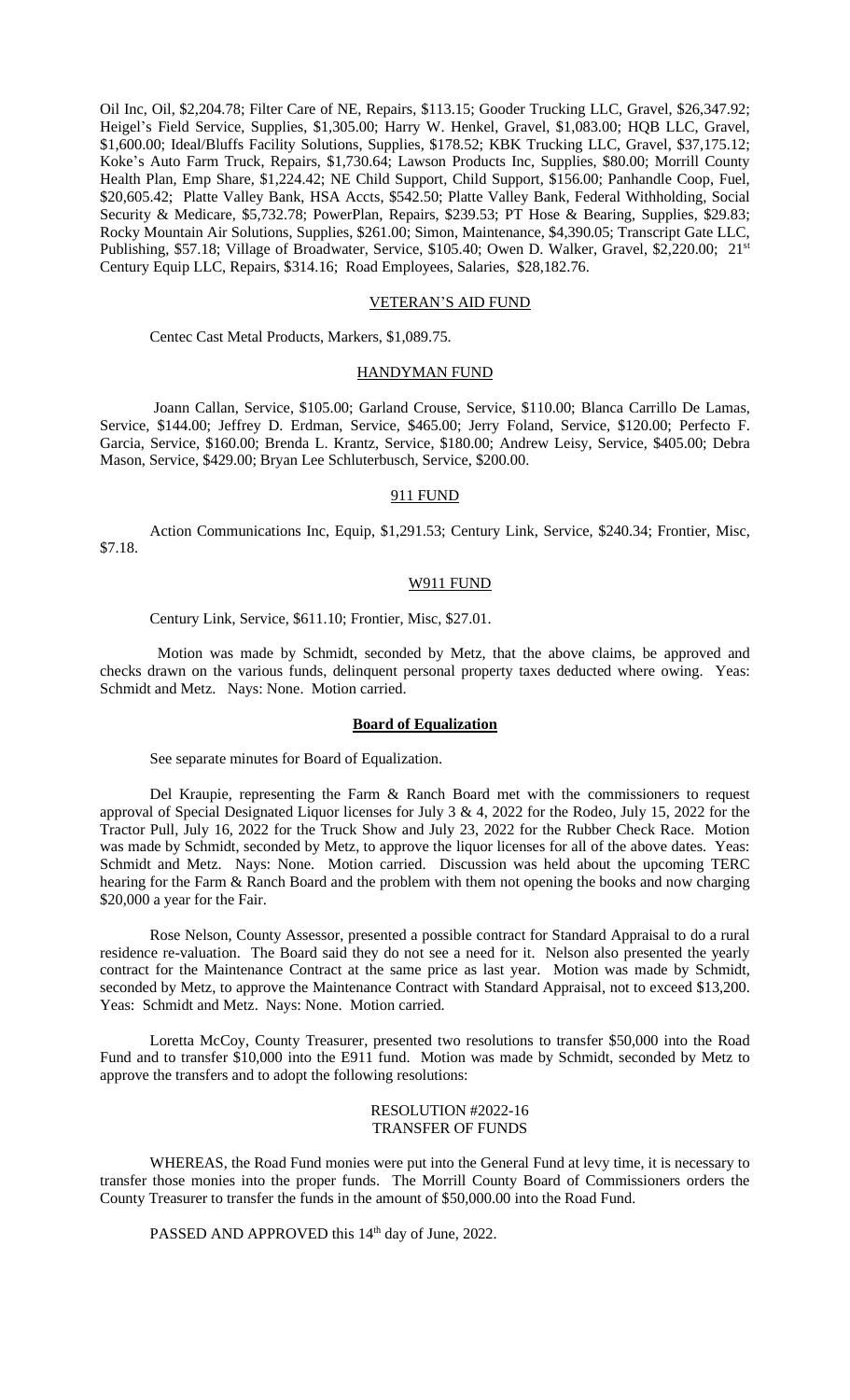Oil Inc, Oil, $2,204.78; Filter Care of NE, Repairs, $113.15; Gooder Trucking LLC, Gravel, $26,347.92; Heigel's Field Service, Supplies, $1,305.00; Harry W. Henkel, Gravel, $1,083.00; HQB LLC, Gravel, $1,600.00; Ideal/Bluffs Facility Solutions, Supplies, $178.52; KBK Trucking LLC, Gravel, $37,175.12; Koke's Auto Farm Truck, Repairs, $1,730.64; Lawson Products Inc, Supplies, $80.00; Morrill County Health Plan, Emp Share, $1,224.42; NE Child Support, Child Support, $156.00; Panhandle Coop, Fuel, $20,605.42; Platte Valley Bank, HSA Accts, $542.50; Platte Valley Bank, Federal Withholding, Social Security & Medicare, $5,732.78; PowerPlan, Repairs, $239.53; PT Hose & Bearing, Supplies, $29.83; Rocky Mountain Air Solutions, Supplies, $261.00; Simon, Maintenance, $4,390.05; Transcript Gate LLC, Publishing, $57.18; Village of Broadwater, Service, $105.40; Owen D. Walker, Gravel, $2,220.00; 21st Century Equip LLC, Repairs, $314.16; Road Employees, Salaries, $28,182.76.

VETERAN'S AID FUND

Centec Cast Metal Products, Markers, $1,089.75.

HANDYMAN FUND

Joann Callan, Service, $105.00; Garland Crouse, Service, $110.00; Blanca Carrillo De Lamas, Service, $144.00; Jeffrey D. Erdman, Service, $465.00; Jerry Foland, Service, $120.00; Perfecto F. Garcia, Service, $160.00; Brenda L. Krantz, Service, $180.00; Andrew Leisy, Service, $405.00; Debra Mason, Service, $429.00; Bryan Lee Schluterbusch, Service, $200.00.

911 FUND

Action Communications Inc, Equip, $1,291.53; Century Link, Service, $240.34; Frontier, Misc, $7.18.

W911 FUND

Century Link, Service, $611.10; Frontier, Misc, $27.01.

Motion was made by Schmidt, seconded by Metz, that the above claims, be approved and checks drawn on the various funds, delinquent personal property taxes deducted where owing. Yeas: Schmidt and Metz. Nays: None. Motion carried.

**Board of Equalization**

See separate minutes for Board of Equalization.

Del Kraupie, representing the Farm & Ranch Board met with the commissioners to request approval of Special Designated Liquor licenses for July 3 & 4, 2022 for the Rodeo, July 15, 2022 for the Tractor Pull, July 16, 2022 for the Truck Show and July 23, 2022 for the Rubber Check Race. Motion was made by Schmidt, seconded by Metz, to approve the liquor licenses for all of the above dates. Yeas: Schmidt and Metz. Nays: None. Motion carried. Discussion was held about the upcoming TERC hearing for the Farm & Ranch Board and the problem with them not opening the books and now charging $20,000 a year for the Fair.

Rose Nelson, County Assessor, presented a possible contract for Standard Appraisal to do a rural residence re-valuation. The Board said they do not see a need for it. Nelson also presented the yearly contract for the Maintenance Contract at the same price as last year. Motion was made by Schmidt, seconded by Metz, to approve the Maintenance Contract with Standard Appraisal, not to exceed $13,200. Yeas: Schmidt and Metz. Nays: None. Motion carried.

Loretta McCoy, County Treasurer, presented two resolutions to transfer $50,000 into the Road Fund and to transfer $10,000 into the E911 fund. Motion was made by Schmidt, seconded by Metz to approve the transfers and to adopt the following resolutions:

RESOLUTION #2022-16
TRANSFER OF FUNDS

WHEREAS, the Road Fund monies were put into the General Fund at levy time, it is necessary to transfer those monies into the proper funds. The Morrill County Board of Commissioners orders the County Treasurer to transfer the funds in the amount of $50,000.00 into the Road Fund.

PASSED AND APPROVED this 14th day of June, 2022.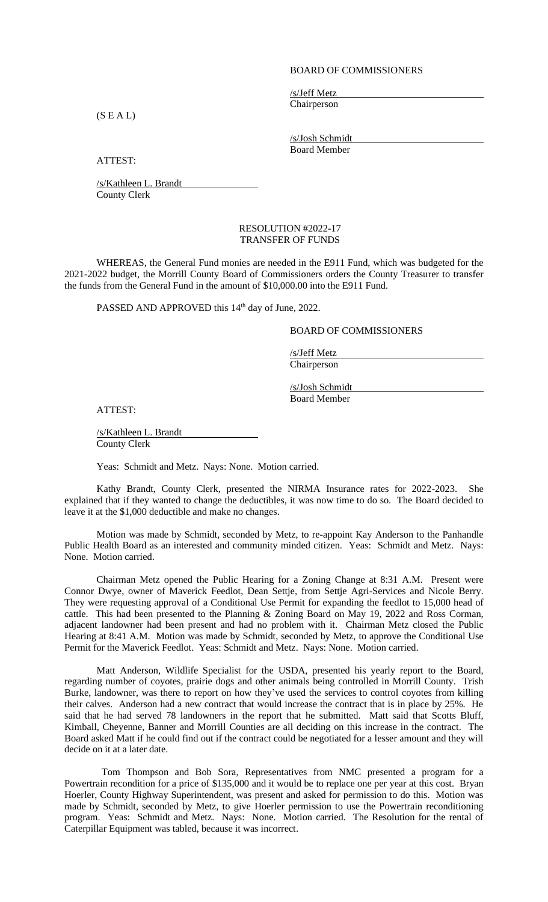BOARD OF COMMISSIONERS

/s/Jeff Metz
Chairperson

(S E A L)

/s/Josh Schmidt
Board Member

ATTEST:

/s/Kathleen L. Brandt
County Clerk

RESOLUTION #2022-17
TRANSFER OF FUNDS

WHEREAS, the General Fund monies are needed in the E911 Fund, which was budgeted for the 2021-2022 budget, the Morrill County Board of Commissioners orders the County Treasurer to transfer the funds from the General Fund in the amount of $10,000.00 into the E911 Fund.

PASSED AND APPROVED this 14th day of June, 2022.

BOARD OF COMMISSIONERS

/s/Jeff Metz
Chairperson

/s/Josh Schmidt
Board Member

ATTEST:

/s/Kathleen L. Brandt
County Clerk

Yeas: Schmidt and Metz. Nays: None. Motion carried.

Kathy Brandt, County Clerk, presented the NIRMA Insurance rates for 2022-2023. She explained that if they wanted to change the deductibles, it was now time to do so. The Board decided to leave it at the $1,000 deductible and make no changes.

Motion was made by Schmidt, seconded by Metz, to re-appoint Kay Anderson to the Panhandle Public Health Board as an interested and community minded citizen. Yeas: Schmidt and Metz. Nays: None. Motion carried.

Chairman Metz opened the Public Hearing for a Zoning Change at 8:31 A.M. Present were Connor Dwye, owner of Maverick Feedlot, Dean Settje, from Settje Agri-Services and Nicole Berry. They were requesting approval of a Conditional Use Permit for expanding the feedlot to 15,000 head of cattle. This had been presented to the Planning & Zoning Board on May 19, 2022 and Ross Corman, adjacent landowner had been present and had no problem with it. Chairman Metz closed the Public Hearing at 8:41 A.M. Motion was made by Schmidt, seconded by Metz, to approve the Conditional Use Permit for the Maverick Feedlot. Yeas: Schmidt and Metz. Nays: None. Motion carried.

Matt Anderson, Wildlife Specialist for the USDA, presented his yearly report to the Board, regarding number of coyotes, prairie dogs and other animals being controlled in Morrill County. Trish Burke, landowner, was there to report on how they've used the services to control coyotes from killing their calves. Anderson had a new contract that would increase the contract that is in place by 25%. He said that he had served 78 landowners in the report that he submitted. Matt said that Scotts Bluff, Kimball, Cheyenne, Banner and Morrill Counties are all deciding on this increase in the contract. The Board asked Matt if he could find out if the contract could be negotiated for a lesser amount and they will decide on it at a later date.

Tom Thompson and Bob Sora, Representatives from NMC presented a program for a Powertrain recondition for a price of $135,000 and it would be to replace one per year at this cost. Bryan Hoerler, County Highway Superintendent, was present and asked for permission to do this. Motion was made by Schmidt, seconded by Metz, to give Hoerler permission to use the Powertrain reconditioning program. Yeas: Schmidt and Metz. Nays: None. Motion carried. The Resolution for the rental of Caterpillar Equipment was tabled, because it was incorrect.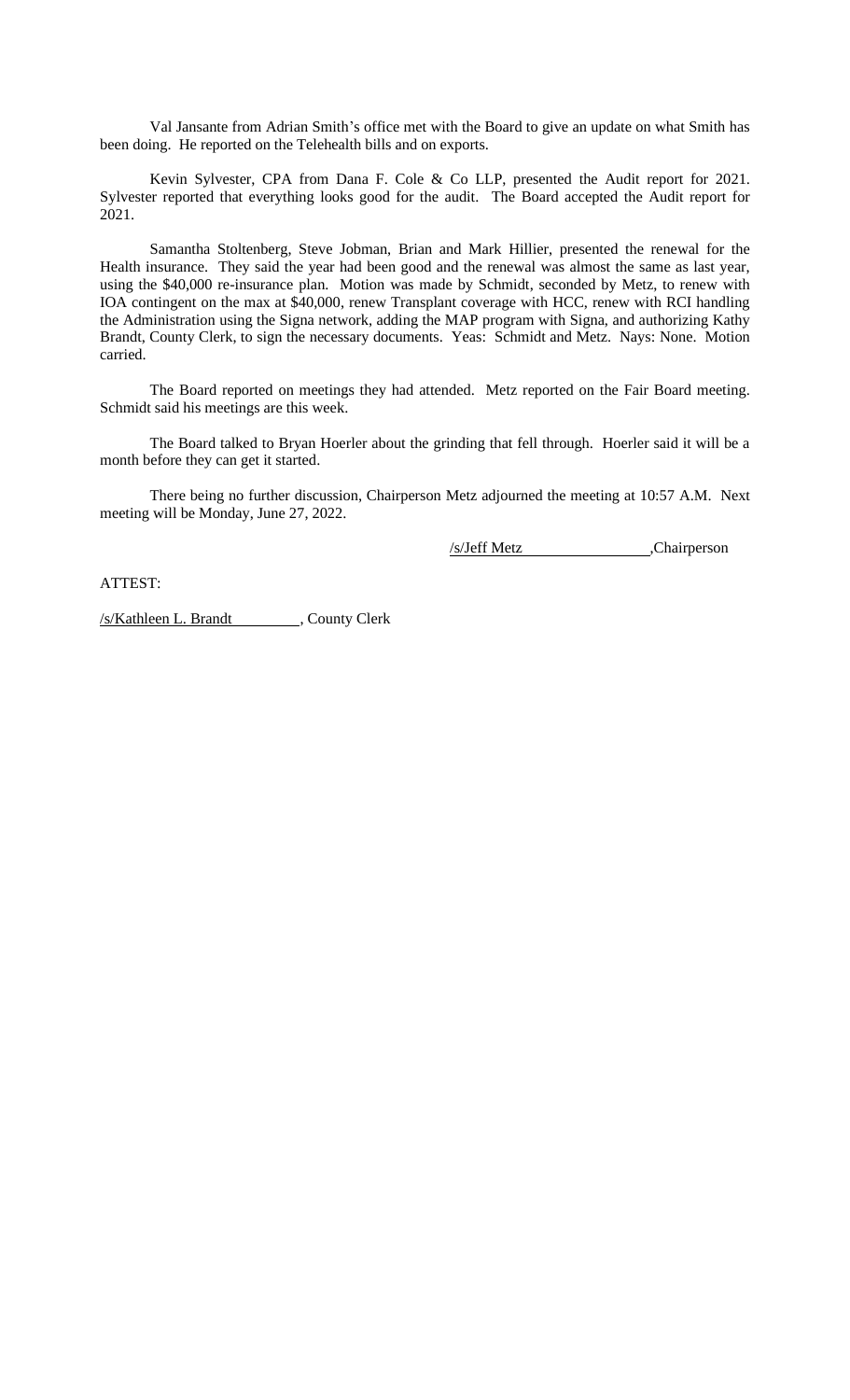Val Jansante from Adrian Smith's office met with the Board to give an update on what Smith has been doing. He reported on the Telehealth bills and on exports.

Kevin Sylvester, CPA from Dana F. Cole & Co LLP, presented the Audit report for 2021. Sylvester reported that everything looks good for the audit. The Board accepted the Audit report for 2021.

Samantha Stoltenberg, Steve Jobman, Brian and Mark Hillier, presented the renewal for the Health insurance. They said the year had been good and the renewal was almost the same as last year, using the $40,000 re-insurance plan. Motion was made by Schmidt, seconded by Metz, to renew with IOA contingent on the max at $40,000, renew Transplant coverage with HCC, renew with RCI handling the Administration using the Signa network, adding the MAP program with Signa, and authorizing Kathy Brandt, County Clerk, to sign the necessary documents. Yeas: Schmidt and Metz. Nays: None. Motion carried.

The Board reported on meetings they had attended. Metz reported on the Fair Board meeting. Schmidt said his meetings are this week.

The Board talked to Bryan Hoerler about the grinding that fell through. Hoerler said it will be a month before they can get it started.

There being no further discussion, Chairperson Metz adjourned the meeting at 10:57 A.M. Next meeting will be Monday, June 27, 2022.

/s/Jeff Metz ,Chairperson

ATTEST:

/s/Kathleen L. Brandt , County Clerk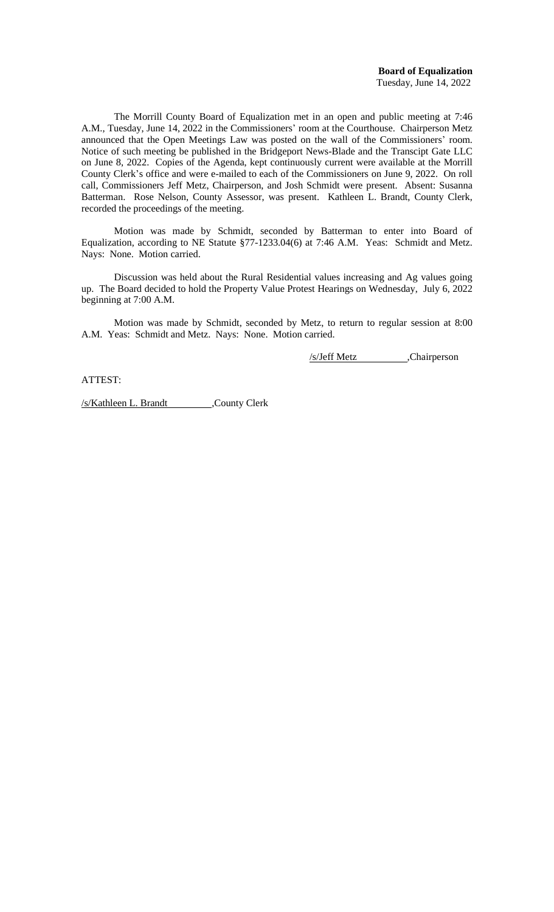**Board of Equalization**
Tuesday, June 14, 2022

The Morrill County Board of Equalization met in an open and public meeting at 7:46 A.M., Tuesday, June 14, 2022 in the Commissioners' room at the Courthouse. Chairperson Metz announced that the Open Meetings Law was posted on the wall of the Commissioners' room. Notice of such meeting be published in the Bridgeport News-Blade and the Transcipt Gate LLC on June 8, 2022. Copies of the Agenda, kept continuously current were available at the Morrill County Clerk's office and were e-mailed to each of the Commissioners on June 9, 2022. On roll call, Commissioners Jeff Metz, Chairperson, and Josh Schmidt were present. Absent: Susanna Batterman. Rose Nelson, County Assessor, was present. Kathleen L. Brandt, County Clerk, recorded the proceedings of the meeting.

Motion was made by Schmidt, seconded by Batterman to enter into Board of Equalization, according to NE Statute §77-1233.04(6) at 7:46 A.M. Yeas: Schmidt and Metz. Nays: None. Motion carried.

Discussion was held about the Rural Residential values increasing and Ag values going up. The Board decided to hold the Property Value Protest Hearings on Wednesday, July 6, 2022 beginning at 7:00 A.M.

Motion was made by Schmidt, seconded by Metz, to return to regular session at 8:00 A.M. Yeas: Schmidt and Metz. Nays: None. Motion carried.

/s/Jeff Metz ,Chairperson

ATTEST:

/s/Kathleen L. Brandt ,County Clerk